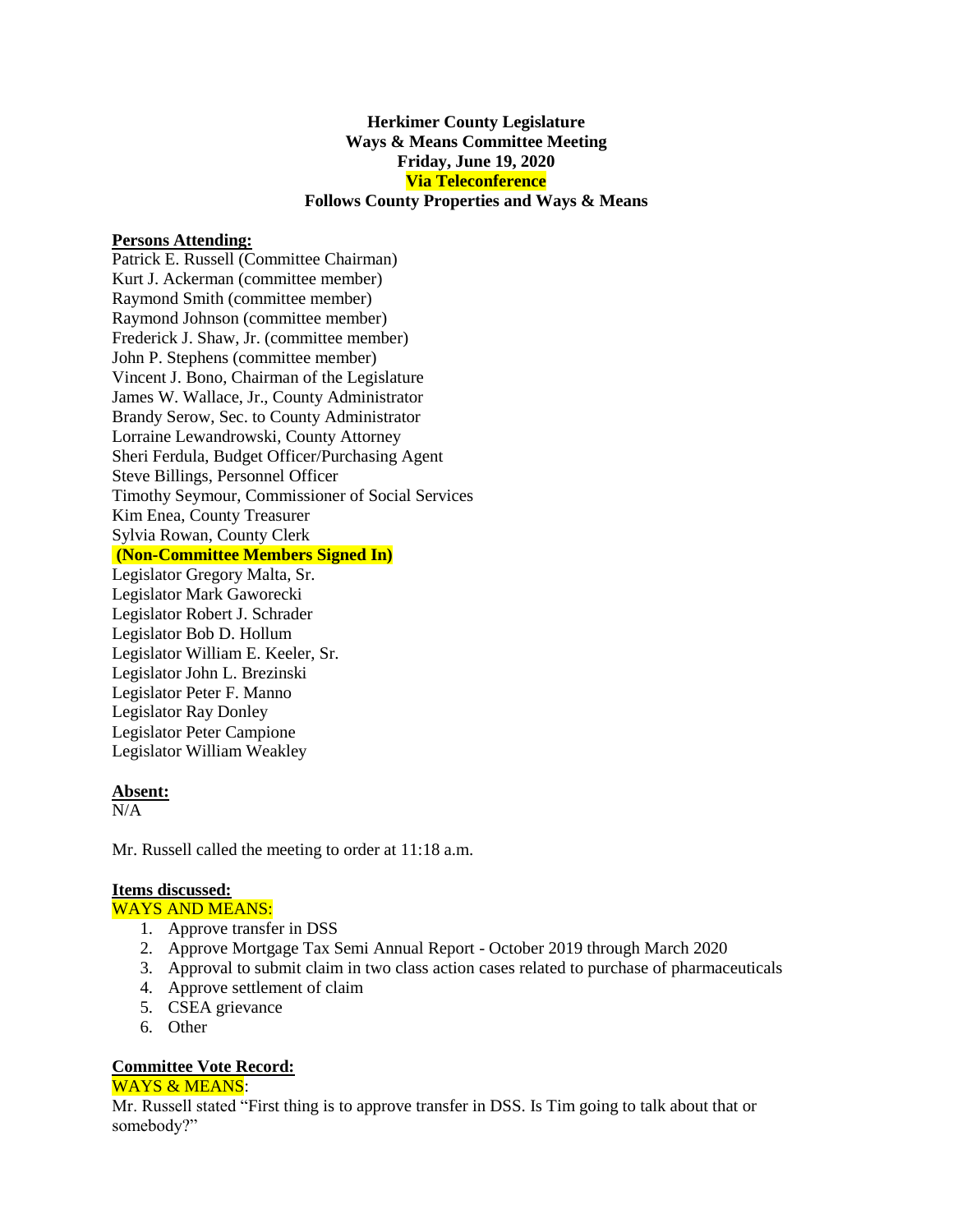**Herkimer County Legislature**
**Ways & Means Committee Meeting**
**Friday, June 19, 2020**
**Via Teleconference**
**Follows County Properties and Ways & Means**

**Persons Attending:**

Patrick E. Russell (Committee Chairman)
Kurt J. Ackerman (committee member)
Raymond Smith (committee member)
Raymond Johnson (committee member)
Frederick J. Shaw, Jr. (committee member)
John P. Stephens (committee member)
Vincent J. Bono, Chairman of the Legislature
James W. Wallace, Jr., County Administrator
Brandy Serow, Sec. to County Administrator
Lorraine Lewandrowski, County Attorney
Sheri Ferdula, Budget Officer/Purchasing Agent
Steve Billings, Personnel Officer
Timothy Seymour, Commissioner of Social Services
Kim Enea, County Treasurer
Sylvia Rowan, County Clerk
**(Non-Committee Members Signed In)**
Legislator Gregory Malta, Sr.
Legislator Mark Gaworecki
Legislator Robert J. Schrader
Legislator Bob D. Hollum
Legislator William E. Keeler, Sr.
Legislator John L. Brezinski
Legislator Peter F. Manno
Legislator Ray Donley
Legislator Peter Campione
Legislator William Weakley

**Absent:**

N/A

Mr. Russell called the meeting to order at 11:18 a.m.

**Items discussed:**

WAYS AND MEANS:

1. Approve transfer in DSS
2. Approve Mortgage Tax Semi Annual Report - October 2019 through March 2020
3. Approval to submit claim in two class action cases related to purchase of pharmaceuticals
4. Approve settlement of claim
5. CSEA grievance
6. Other

**Committee Vote Record:**

WAYS & MEANS:

Mr. Russell stated "First thing is to approve transfer in DSS. Is Tim going to talk about that or somebody?"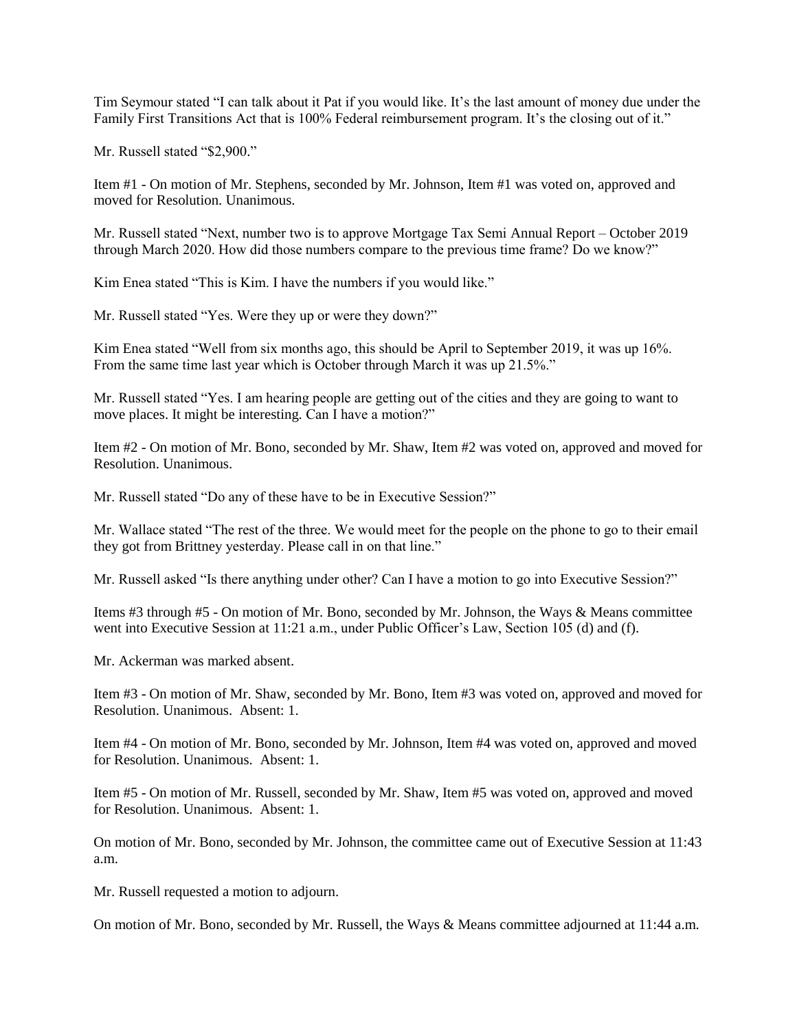Tim Seymour stated "I can talk about it Pat if you would like. It's the last amount of money due under the Family First Transitions Act that is 100% Federal reimbursement program. It's the closing out of it."

Mr. Russell stated "$2,900."

Item #1 - On motion of Mr. Stephens, seconded by Mr. Johnson, Item #1 was voted on, approved and moved for Resolution. Unanimous.

Mr. Russell stated "Next, number two is to approve Mortgage Tax Semi Annual Report – October 2019 through March 2020. How did those numbers compare to the previous time frame? Do we know?"

Kim Enea stated "This is Kim. I have the numbers if you would like."

Mr. Russell stated "Yes. Were they up or were they down?"

Kim Enea stated "Well from six months ago, this should be April to September 2019, it was up 16%. From the same time last year which is October through March it was up 21.5%."

Mr. Russell stated "Yes. I am hearing people are getting out of the cities and they are going to want to move places. It might be interesting. Can I have a motion?"

Item #2 - On motion of Mr. Bono, seconded by Mr. Shaw, Item #2 was voted on, approved and moved for Resolution. Unanimous.

Mr. Russell stated "Do any of these have to be in Executive Session?"

Mr. Wallace stated "The rest of the three. We would meet for the people on the phone to go to their email they got from Brittney yesterday. Please call in on that line."

Mr. Russell asked "Is there anything under other? Can I have a motion to go into Executive Session?"

Items #3 through #5 - On motion of Mr. Bono, seconded by Mr. Johnson, the Ways & Means committee went into Executive Session at 11:21 a.m., under Public Officer's Law, Section 105 (d) and (f).

Mr. Ackerman was marked absent.

Item #3 - On motion of Mr. Shaw, seconded by Mr. Bono, Item #3 was voted on, approved and moved for Resolution. Unanimous. Absent: 1.

Item #4 - On motion of Mr. Bono, seconded by Mr. Johnson, Item #4 was voted on, approved and moved for Resolution. Unanimous. Absent: 1.

Item #5 - On motion of Mr. Russell, seconded by Mr. Shaw, Item #5 was voted on, approved and moved for Resolution. Unanimous. Absent: 1.

On motion of Mr. Bono, seconded by Mr. Johnson, the committee came out of Executive Session at 11:43 a.m.

Mr. Russell requested a motion to adjourn.

On motion of Mr. Bono, seconded by Mr. Russell, the Ways & Means committee adjourned at 11:44 a.m.